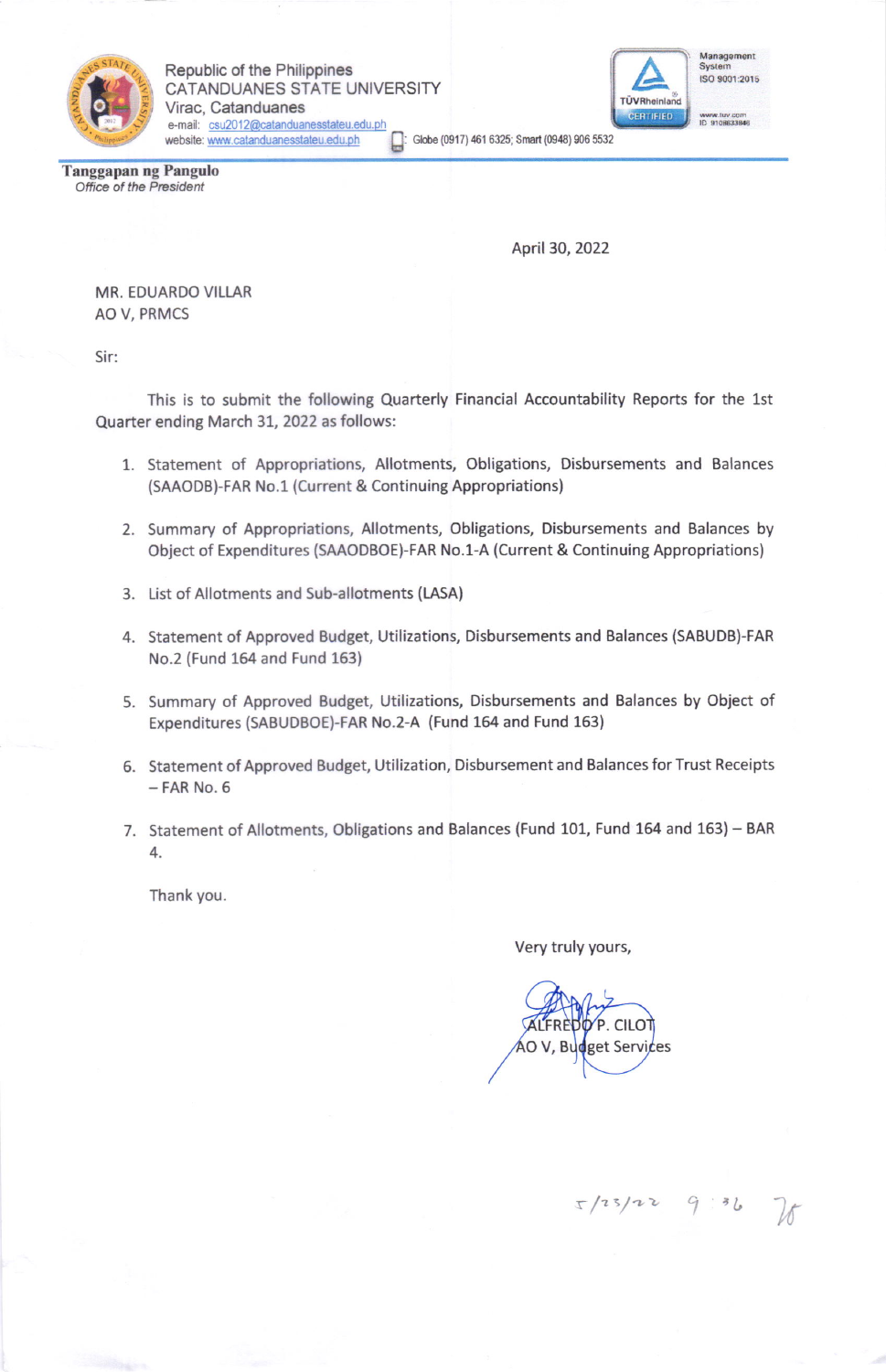Republic of the Philippines
CATANDUANES STATE UNIVERSITY
Virac, Catanduanes
e-mail: csu2012@catanduanesstateu.edu.ph
website: www.catanduanesstateu.edu.ph
Globe (0917) 461 6325; Smart (0948) 906 5532

Management System
ISO 9001:2015
TÜVRheinland CERTIFIED
www.tuv.com
ID 9108633846

**Tanggapan ng Pangulo**
*Office of the President*

April 30, 2022

MR. EDUARDO VILLAR
AO V, PRMCS

Sir:

This is to submit the following Quarterly Financial Accountability Reports for the 1st Quarter ending March 31, 2022 as follows:

1. Statement of Appropriations, Allotments, Obligations, Disbursements and Balances (SAAODB)-FAR No.1 (Current & Continuing Appropriations)
2. Summary of Appropriations, Allotments, Obligations, Disbursements and Balances by Object of Expenditures (SAAODBOE)-FAR No.1-A (Current & Continuing Appropriations)
3. List of Allotments and Sub-allotments (LASA)
4. Statement of Approved Budget, Utilizations, Disbursements and Balances (SABUDB)-FAR No.2 (Fund 164 and Fund 163)
5. Summary of Approved Budget, Utilizations, Disbursements and Balances by Object of Expenditures (SABUDBOE)-FAR No.2-A (Fund 164 and Fund 163)
6. Statement of Approved Budget, Utilization, Disbursement and Balances for Trust Receipts – FAR No. 6
7. Statement of Allotments, Obligations and Balances (Fund 101, Fund 164 and 163) – BAR 4.

Thank you.

Very truly yours,

ALFREDO P. CILOT
AO V, Budget Services

5/23/22 9:36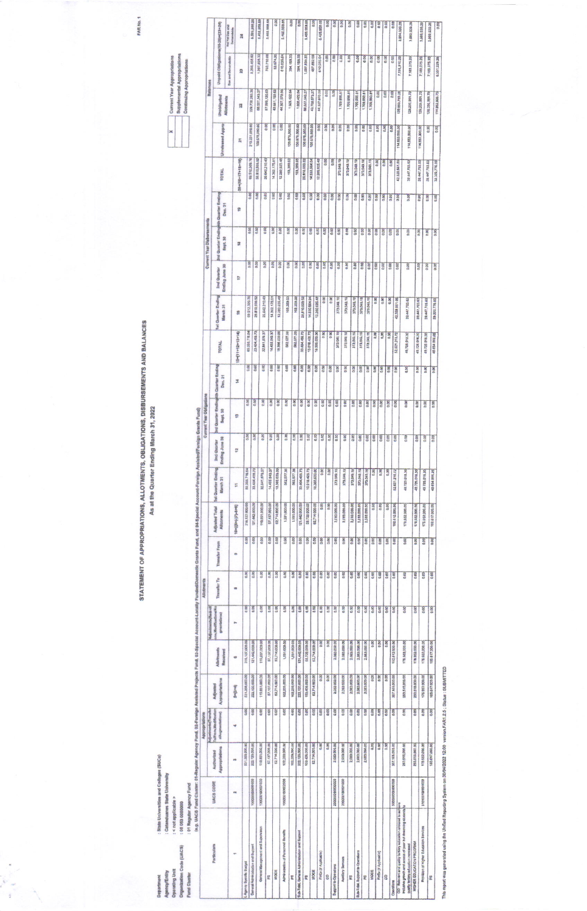# STATEMENT OF APPROPRIATIONS, ALLOTMENTS, OBLIGATIONS, DISBURSEMENTS AND BALANCES

## As at the Quarter Ending March 31, 2022

FAR No. 1

| | |
|---|---|
| Department | : State Universities and Colleges (SUCs) |
| Agency/Entity | : Catanduanes State University |
| Operating Unit | : < not applicable > |
| Organization Code (UACS) | : 08 093 0000000 |
| Fund Cluster | : 01 Regular Agency Fund |

(e.g. UACS Fund Cluster: 01-Regular Agency Fund, 02-Foreign Assisted Projects Fund, 03-Special Account-Locally Funded/Domestic Grants Fund, and 04-Special Account-Foreign Assisted/Foreign Grants Fund)

| | |
|---|---|
| X | Current Year Appropriations |
| | Supplemental Appropriations |
| | Continuing Appropriations |

| Particulars | UACS CODE | Appropriations | | | Allotments | | | | | Current Year Obligations | | | | | Current Year Disbursements | | | | | Balances | | | |
|---|---|---|---|---|---|---|---|---|---|---|---|---|---|---|---|---|---|---|---|---|---|---|---|
| | | Authorized Appropriations | Adjustments(Transfer To/From, Modifications/Augmentations) | Adjusted Appropriations | Allotments Received | Adjustments(Reductions, Modifications/Augmentations) | Transfer To | Transfer From | Adjusted Total Allotments | 1st Quarter Ending March 31 | 2nd Quarter Ending June 30 | 3rd Quarter Ending Sept. 30 | 4th Quarter Ending Dec. 31 | TOTAL | 1st Quarter Ending March 31 | 2nd Quarter Ending June 30 | 3rd Quarter Ending Sept. 30 | 4th Quarter Ending Dec. 31 | TOTAL | Unreleased Appro | Unobligated Allotments | Unpaid Obligations(15-20)=(23+24) Due and Demandable | Not Yet Due and Demandable |
| 1 | 2 | 3 | 4 | 5=(3+4) | 6 | 7 | 8 | 9 | 10=[{6+(-)7}-8+9] | 11 | 12 | 13 | 14 | 15=(11+12+13+14) | 16 | 17 | 18 | 19 | 20=(16+17+18+19) | 21 | 22 | 23 | 24 |
| I. Agency Specific Budget | | 531,309,000.00 | 0.00 | 531,309,000.00 | 316,137,000.00 | 0.00 | 0.00 | 0.00 | 316,137,000.00 | 86,398,776.88 | 0.00 | 0.00 | 0.00 | 86,398,776.88 | 72,512,309.78 | 0.00 | 0.00 | 0.00 | 72,512,309.78 | 215,172,000.00 | 229,738,223.12 | 8,355,409.62 | 5,531,057.48 |
| General Administration and Support | 100000000000000 | 222,120,000.00 | 0.00 | 222,120,000.00 | 121,442,000.00 | 0.00 | 0.00 | 0.00 | 121,442,000.00 | 33,404,456.73 | 0.00 | 0.00 | 0.00 | 33,404,456.73 | 28,810,859.52 | 0.00 | 0.00 | 0.00 | 28,810,859.52 | 100,678,000.00 | 88,037,543.27 | 1,297,631.53 | 3,295,965.68 |
| General Management and Supervision | 100000100001000 | 119,851,000.00 | 0.00 | 119,851,000.00 | 119,851,000.00 | 0.00 | 0.00 | 0.00 | 119,851,000.00 | 32,851,879.37 | 0.00 | 0.00 | 0.00 | 32,851,879.37 | 28,642,210.49 | 0.00 | 0.00 | 0.00 | 28,642,210.49 | 0.00 | 86,999,120.63 | 703,710.00 | 3,505,958.88 |
| PS | | 57,137,000.00 | 0.00 | 57,137,000.00 | 57,137,000.00 | 0.00 | 0.00 | 0.00 | 57,137,000.00 | 14,455,849.37 | 0.00 | 0.00 | 0.00 | 14,455,849.37 | 14,362,175.01 | 0.00 | 0.00 | 0.00 | 14,362,175.01 | 0.00 | 42,681,150.63 | 93,674.36 | 0.00 |
| MOOE | | 62,714,000.00 | 0.00 | 62,714,000.00 | 62,714,000.00 | 0.00 | 0.00 | 0.00 | 62,714,000.00 | 18,396,030.00 | 0.00 | 0.00 | 0.00 | 18,396,030.00 | 14,280,035.48 | 0.00 | 0.00 | 0.00 | 14,280,035.48 | 0.00 | 44,317,970.00 | 610,035.64 | 3,505,958.88 |
| Administration of Personnel Benefits | 100000100002000 | 102,269,000.00 | 0.00 | 102,269,000.00 | 1,591,000.00 | 0.00 | 0.00 | 0.00 | 1,591,000.00 | 552,577.36 | 0.00 | 0.00 | 0.00 | 552,577.36 | 168,389.03 | 0.00 | 0.00 | 0.00 | 168,389.03 | 100,678,000.00 | 1,038,422.64 | 384,188.33 | 0.00 |
| PS | | 102,269,000.00 | 0.00 | 102,269,000.00 | 1,591,000.00 | 0.00 | 0.00 | 0.00 | 1,591,000.00 | 552,577.36 | 0.00 | 0.00 | 0.00 | 552,577.36 | 168,389.03 | 0.00 | 0.00 | 0.00 | 168,389.03 | 100,678,000.00 | 1,038,422.64 | 384,188.33 | 0.00 |
| Sub-Total, General Administration and Support | | 222,120,000.00 | 0.00 | 222,120,000.00 | 121,442,000.00 | 0.00 | 0.00 | 0.00 | 121,442,000.00 | 33,404,456.73 | 0.00 | 0.00 | 0.00 | 33,404,456.73 | 28,810,859.52 | 0.00 | 0.00 | 0.00 | 28,810,859.52 | 100,678,000.00 | 88,037,543.27 | 1,097,631.53 | 3,495,965.68 |
| PS | | 159,406,000.00 | 0.00 | 159,406,000.00 | 58,728,000.00 | 0.00 | 0.00 | 0.00 | 58,728,000.00 | 15,008,426.73 | 0.00 | 0.00 | 0.00 | 15,008,426.73 | 14,530,564.04 | 0.00 | 0.00 | 0.00 | 14,530,564.04 | 100,678,000.00 | 43,719,573.27 | 477,862.69 | 0.00 |
| MOOE | | 62,714,000.00 | 0.00 | 62,714,000.00 | 62,714,000.00 | 0.00 | 0.00 | 0.00 | 62,714,000.00 | 18,396,030.00 | 0.00 | 0.00 | 0.00 | 18,396,030.00 | 14,280,035.48 | 0.00 | 0.00 | 0.00 | 14,280,035.48 | 0.00 | 44,317,970.00 | 610,035.64 | 3,505,958.88 |
| FinEx (if Applicable) | | 0.00 | 0.00 | 0.00 | 0.00 | 0.00 | 0.00 | 0.00 | 0.00 | 0.00 | 0.00 | 0.00 | 0.00 | 0.00 | 0.00 | 0.00 | 0.00 | 0.00 | 0.00 | 0.00 | 0.00 | 0.00 | 0.00 |
| CO | | 0.00 | 0.00 | 0.00 | 0.00 | 0.00 | 0.00 | 0.00 | 0.00 | 0.00 | 0.00 | 0.00 | 0.00 | 0.00 | 0.00 | 0.00 | 0.00 | 0.00 | 0.00 | 0.00 | 0.00 | 0.00 | 0.00 |
| Support to Operations | 200000000000000 | 2,083,000.00 | 0.00 | 2,083,000.00 | 2,083,000.00 | 0.00 | 0.00 | 0.00 | 2,083,000.00 | 373,049.19 | 0.00 | 0.00 | 0.00 | 373,049.19 | 373,049.19 | 0.00 | 0.00 | 0.00 | 373,049.19 | 0.00 | 1,709,950.81 | 0.00 | 0.00 |
| Auxiliary Services | 200000100001000 | 2,083,000.00 | 0.00 | 2,083,000.00 | 2,083,000.00 | 0.00 | 0.00 | 0.00 | 2,083,000.00 | 373,049.19 | 0.00 | 0.00 | 0.00 | 373,049.19 | 373,049.19 | 0.00 | 0.00 | 0.00 | 373,049.19 | 0.00 | 1,709,950.81 | 0.00 | 0.00 |
| PS | | 2,083,000.00 | 0.00 | 2,083,000.00 | 2,083,000.00 | 0.00 | 0.00 | 0.00 | 2,083,000.00 | 373,049.19 | 0.00 | 0.00 | 0.00 | 373,049.19 | 373,049.19 | 0.00 | 0.00 | 0.00 | 373,049.19 | 0.00 | 1,709,950.81 | 0.00 | 0.00 |
| Sub-Total, Support to Operations | | 2,083,000.00 | 0.00 | 2,083,000.00 | 2,083,000.00 | 0.00 | 0.00 | 0.00 | 2,083,000.00 | 373,049.19 | 0.00 | 0.00 | 0.00 | 373,049.19 | 373,049.19 | 0.00 | 0.00 | 0.00 | 373,049.19 | 0.00 | 1,709,950.81 | 0.00 | 0.00 |
| PS | | 2,083,000.00 | 0.00 | 2,083,000.00 | 2,083,000.00 | 0.00 | 0.00 | 0.00 | 2,083,000.00 | 373,049.19 | 0.00 | 0.00 | 0.00 | 373,049.19 | 373,049.19 | 0.00 | 0.00 | 0.00 | 373,049.19 | 0.00 | 1,709,950.81 | 0.00 | 0.00 |
| MOOE | | 0.00 | 0.00 | 0.00 | 0.00 | 0.00 | 0.00 | 0.00 | 0.00 | 0.00 | 0.00 | 0.00 | 0.00 | 0.00 | 0.00 | 0.00 | 0.00 | 0.00 | 0.00 | 0.00 | 0.00 | 0.00 | 0.00 |
| FinEx (if Applicable) | | 0.00 | 0.00 | 0.00 | 0.00 | 0.00 | 0.00 | 0.00 | 0.00 | 0.00 | 0.00 | 0.00 | 0.00 | 0.00 | 0.00 | 0.00 | 0.00 | 0.00 | 0.00 | 0.00 | 0.00 | 0.00 | 0.00 |
| CO | | 0.00 | 0.00 | 0.00 | 0.00 | 0.00 | 0.00 | 0.00 | 0.00 | 0.00 | 0.00 | 0.00 | 0.00 | 0.00 | 0.00 | 0.00 | 0.00 | 0.00 | 0.00 | 0.00 | 0.00 | 0.00 | 0.00 |
| Operations | 300000000000000 | 307,106,000.00 | 0.00 | 307,106,000.00 | 192,612,000.00 | 0.00 | 0.00 | 0.00 | 192,612,000.00 | 52,621,270.96 | 0.00 | 0.00 | 0.00 | 52,621,270.96 | 42,328,401.07 | 0.00 | 0.00 | 0.00 | 42,328,401.07 | 114,494,000.00 | 139,990,729.04 | 7,183,275.20 | 3,109,594.69 |
| OO1: Relevant and quality tertiary education ensured to achieve inclusive growth and access of poor but deserving students to quality tertiary education increased | | | | | | | | | | | | | | | | | | | | | | | |
| HIGHER EDUCATION PROGRAM | | 253,515,000.00 | 0.00 | 253,515,000.00 | 178,962,000.00 | 0.00 | 0.00 | 0.00 | 178,962,000.00 | 49,726,948.30 | 0.00 | 0.00 | 0.00 | 49,726,948.30 | 39,447,702.63 | 0.00 | 0.00 | 0.00 | 39,447,702.63 | 114,553,000.00 | 129,235,051.70 | 7,183,275.20 | 3,096,000.47 |
| Provision of Higher Education Services | 310100100001000 | 175,922,000.00 | 0.00 | 175,922,000.00 | 178,962,000.00 | 0.00 | 0.00 | 0.00 | 178,962,000.00 | 49,726,948.30 | 0.00 | 0.00 | 0.00 | 49,726,948.30 | 39,447,702.63 | 0.00 | 0.00 | 0.00 | 39,447,702.63 | 114,553,000.00 | 129,235,051.70 | 7,183,275.20 | 3,096,000.47 |
| PS | | 160,817,000.00 | 0.00 | 160,817,000.00 | 160,817,000.00 | 0.00 | 0.00 | 0.00 | 160,817,000.00 | 45,654,943.26 | 0.00 | 0.00 | 0.00 | 45,654,943.26 | 32,305,776.68 | 0.00 | 0.00 | 0.00 | 32,305,776.68 | 0.00 | 115,162,056.74 | 6,351,229.38 | 0.00 |

This report was generated using the Unified Reporting System on 30/04/2022 12:00 version.FAR1.2.5 ; Status : SUBMITTED